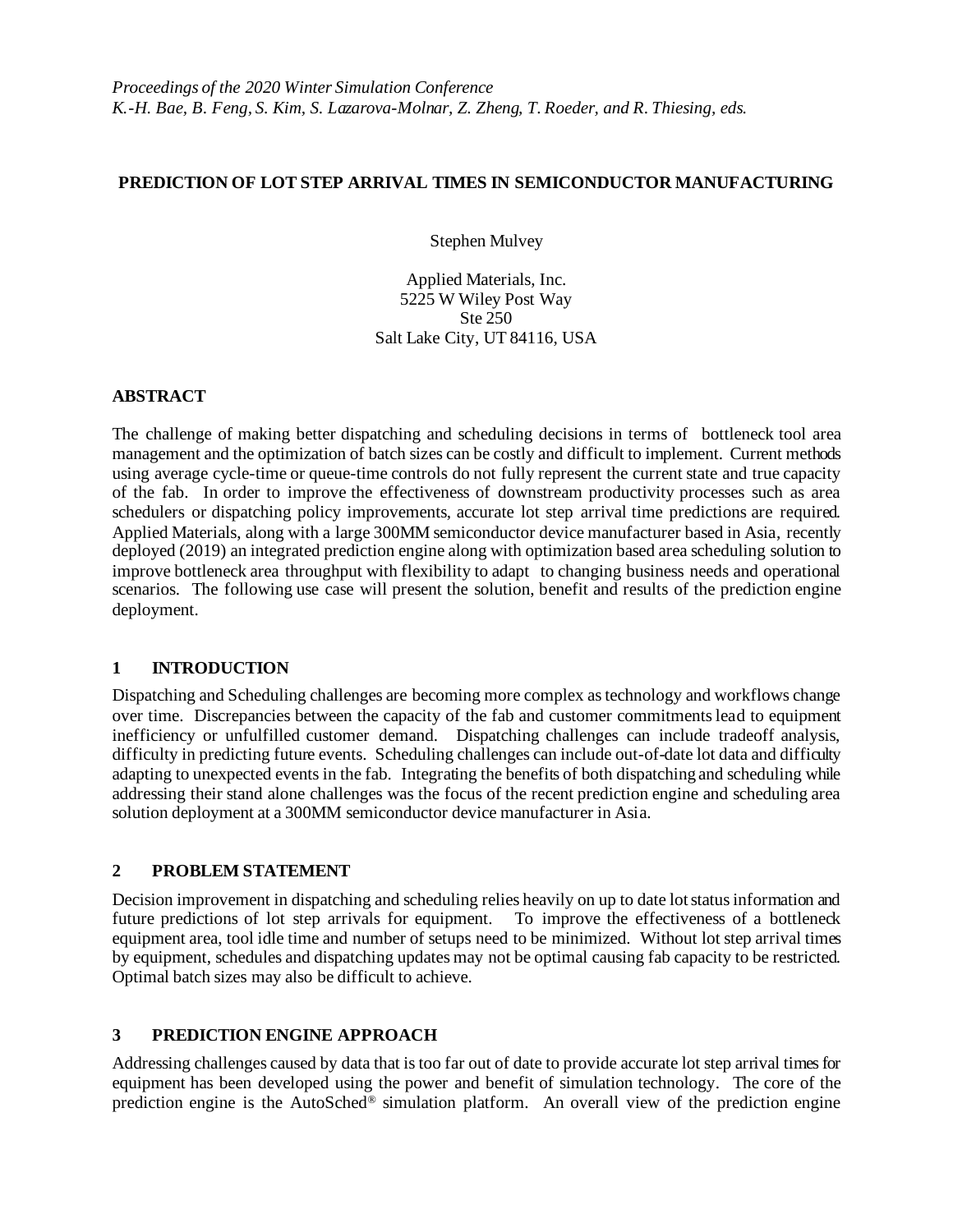*Proceedings of the 2020 Winter Simulation Conference*
*K.-H. Bae, B. Feng, S. Kim, S. Lazarova-Molnar, Z. Zheng, T. Roeder, and R. Thiesing, eds.*

# PREDICTION OF LOT STEP ARRIVAL TIMES IN SEMICONDUCTOR MANUFACTURING

Stephen Mulvey

Applied Materials, Inc.
5225 W Wiley Post Way
Ste 250
Salt Lake City, UT 84116, USA

## ABSTRACT

The challenge of making better dispatching and scheduling decisions in terms of bottleneck tool area management and the optimization of batch sizes can be costly and difficult to implement. Current methods using average cycle-time or queue-time controls do not fully represent the current state and true capacity of the fab. In order to improve the effectiveness of downstream productivity processes such as area schedulers or dispatching policy improvements, accurate lot step arrival time predictions are required. Applied Materials, along with a large 300MM semiconductor device manufacturer based in Asia, recently deployed (2019) an integrated prediction engine along with optimization based area scheduling solution to improve bottleneck area throughput with flexibility to adapt to changing business needs and operational scenarios. The following use case will present the solution, benefit and results of the prediction engine deployment.

## 1 INTRODUCTION

Dispatching and Scheduling challenges are becoming more complex as technology and workflows change over time. Discrepancies between the capacity of the fab and customer commitments lead to equipment inefficiency or unfulfilled customer demand. Dispatching challenges can include tradeoff analysis, difficulty in predicting future events. Scheduling challenges can include out-of-date lot data and difficulty adapting to unexpected events in the fab. Integrating the benefits of both dispatching and scheduling while addressing their stand alone challenges was the focus of the recent prediction engine and scheduling area solution deployment at a 300MM semiconductor device manufacturer in Asia.

## 2 PROBLEM STATEMENT

Decision improvement in dispatching and scheduling relies heavily on up to date lot status information and future predictions of lot step arrivals for equipment. To improve the effectiveness of a bottleneck equipment area, tool idle time and number of setups need to be minimized. Without lot step arrival times by equipment, schedules and dispatching updates may not be optimal causing fab capacity to be restricted. Optimal batch sizes may also be difficult to achieve.

## 3 PREDICTION ENGINE APPROACH

Addressing challenges caused by data that is too far out of date to provide accurate lot step arrival times for equipment has been developed using the power and benefit of simulation technology. The core of the prediction engine is the AutoSched® simulation platform. An overall view of the prediction engine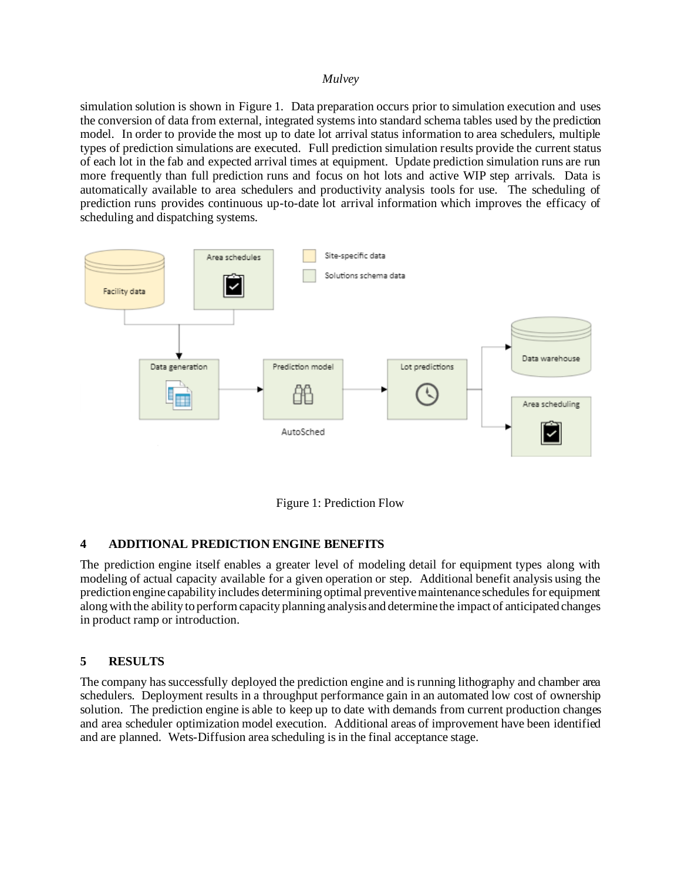simulation solution is shown in Figure 1. Data preparation occurs prior to simulation execution and uses the conversion of data from external, integrated systems into standard schema tables used by the prediction model. In order to provide the most up to date lot arrival status information to area schedulers, multiple types of prediction simulations are executed. Full prediction simulation results provide the current status of each lot in the fab and expected arrival times at equipment. Update prediction simulation runs are run more frequently than full prediction runs and focus on hot lots and active WIP step arrivals. Data is automatically available to area schedulers and productivity analysis tools for use. The scheduling of prediction runs provides continuous up-to-date lot arrival information which improves the efficacy of scheduling and dispatching systems.

Facility data

Area schedules

Site-specific data

Solutions schema data

Data generation

Prediction model

AutoSched

Lot predictions

Data warehouse

Area scheduling

Figure 1: Prediction Flow

## 4 ADDITIONAL PREDICTION ENGINE BENEFITS

The prediction engine itself enables a greater level of modeling detail for equipment types along with modeling of actual capacity available for a given operation or step. Additional benefit analysis using the prediction engine capability includes determining optimal preventive maintenance schedules for equipment along with the ability to perform capacity planning analysis and determine the impact of anticipated changes in product ramp or introduction.

## 5 RESULTS

The company has successfully deployed the prediction engine and is running lithography and chamber area schedulers. Deployment results in a throughput performance gain in an automated low cost of ownership solution. The prediction engine is able to keep up to date with demands from current production changes and area scheduler optimization model execution. Additional areas of improvement have been identified and are planned. Wets-Diffusion area scheduling is in the final acceptance stage.